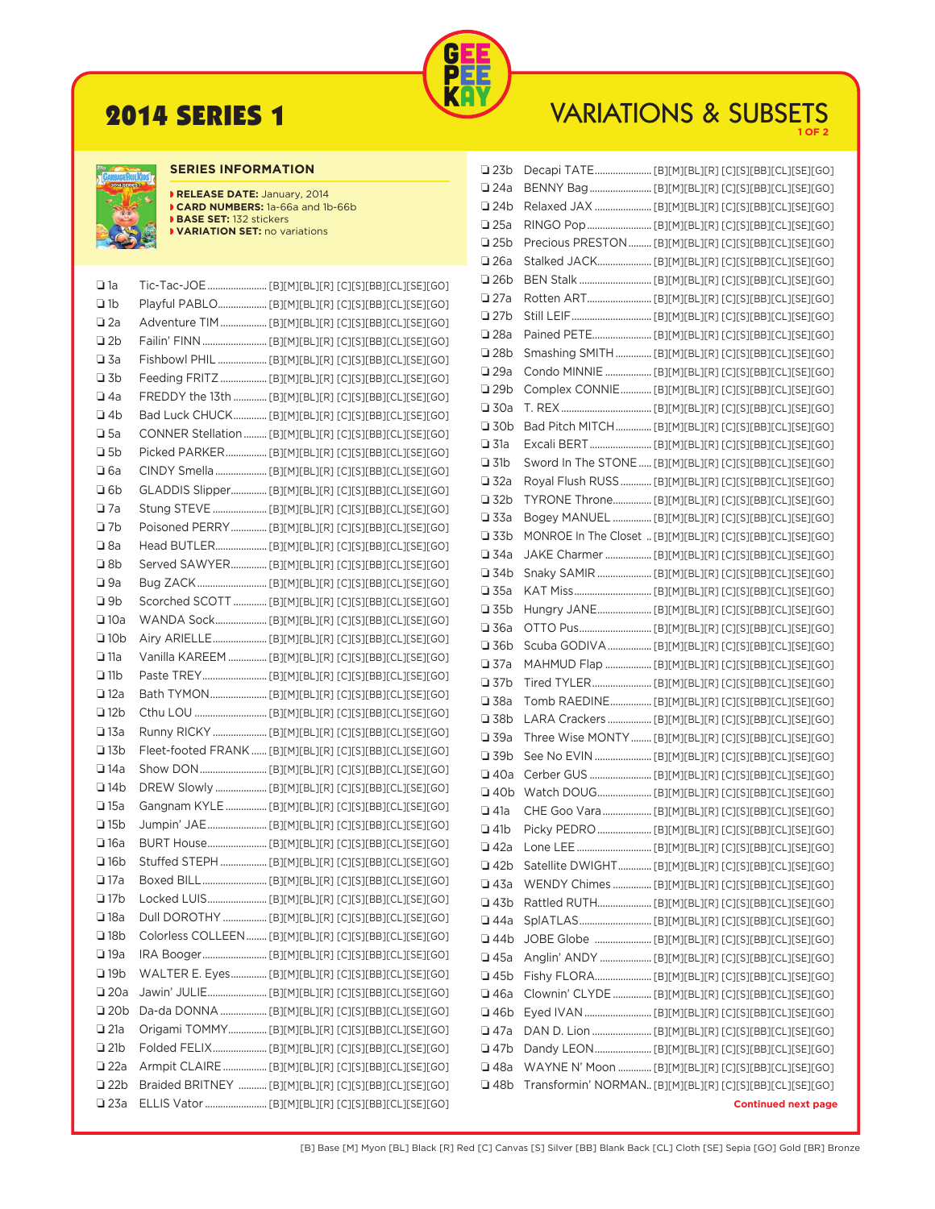# 2014 SERIES 1

## VARIATIONS & SUBSETS

### SERIES INFORMATION

- **RELEASE DATE:** January, 2014
- **CARD NUMBERS:** 1a-66a and 1b-66b
- **BASE SET:** 132 stickers
- **VARIATION SET:** no variations

- ❑ 1a Tic-Tac-JOE [B][M][BL][R] [C][S][BB][CL][SE][GO]
- ❑ 1b Playful PABLO [B][M][BL][R] [C][S][BB][CL][SE][GO]
- ❑ 2a Adventure TIM [B][M][BL][R] [C][S][BB][CL][SE][GO]
- ❑ 2b Failin' FINN [B][M][BL][R] [C][S][BB][CL][SE][GO]
- ❑ 3a Fishbowl PHIL [B][M][BL][R] [C][S][BB][CL][SE][GO]
- ❑ 3b Feeding FRITZ [B][M][BL][R] [C][S][BB][CL][SE][GO]
- ❑ 4a FREDDY the 13th [B][M][BL][R] [C][S][BB][CL][SE][GO]
- ❑ 4b Bad Luck CHUCK [B][M][BL][R] [C][S][BB][CL][SE][GO]
- ❑ 5a CONNER Stellation [B][M][BL][R] [C][S][BB][CL][SE][GO]
- ❑ 5b Picked PARKER [B][M][BL][R] [C][S][BB][CL][SE][GO]
- ❑ 6a CINDY Smella [B][M][BL][R] [C][S][BB][CL][SE][GO]
- ❑ 6b GLADDIS Slipper [B][M][BL][R] [C][S][BB][CL][SE][GO]
- ❑ 7a Stung STEVE [B][M][BL][R] [C][S][BB][CL][SE][GO]
- ❑ 7b Poisoned PERRY [B][M][BL][R] [C][S][BB][CL][SE][GO]
- ❑ 8a Head BUTLER [B][M][BL][R] [C][S][BB][CL][SE][GO]
- ❑ 8b Served SAWYER [B][M][BL][R] [C][S][BB][CL][SE][GO]
- ❑ 9a Bug ZACK [B][M][BL][R] [C][S][BB][CL][SE][GO]
- ❑ 9b Scorched SCOTT [B][M][BL][R] [C][S][BB][CL][SE][GO]
- ❑ 10a WANDA Sock [B][M][BL][R] [C][S][BB][CL][SE][GO]
- ❑ 10b Airy ARIELLE [B][M][BL][R] [C][S][BB][CL][SE][GO]
- ❑ 11a Vanilla KAREEM [B][M][BL][R] [C][S][BB][CL][SE][GO]
- ❑ 11b Paste TREY [B][M][BL][R] [C][S][BB][CL][SE][GO]
- ❑ 12a Bath TYMON [B][M][BL][R] [C][S][BB][CL][SE][GO]
- ❑ 12b Cthu LOU [B][M][BL][R] [C][S][BB][CL][SE][GO]
- ❑ 13a Runny RICKY [B][M][BL][R] [C][S][BB][CL][SE][GO]
- ❑ 13b Fleet-footed FRANK [B][M][BL][R] [C][S][BB][CL][SE][GO]
- ❑ 14a Show DON [B][M][BL][R] [C][S][BB][CL][SE][GO]
- ❑ 14b DREW Slowly [B][M][BL][R] [C][S][BB][CL][SE][GO]
- ❑ 15a Gangnam KYLE [B][M][BL][R] [C][S][BB][CL][SE][GO]
- ❑ 15b Jumpin' JAE [B][M][BL][R] [C][S][BB][CL][SE][GO]
- ❑ 16a BURT House [B][M][BL][R] [C][S][BB][CL][SE][GO]
- ❑ 16b Stuffed STEPH [B][M][BL][R] [C][S][BB][CL][SE][GO]
- ❑ 17a Boxed BILL [B][M][BL][R] [C][S][BB][CL][SE][GO]
- ❑ 17b Locked LUIS [B][M][BL][R] [C][S][BB][CL][SE][GO]
- ❑ 18a Dull DOROTHY [B][M][BL][R] [C][S][BB][CL][SE][GO]
- ❑ 18b Colorless COLLEEN [B][M][BL][R] [C][S][BB][CL][SE][GO]
- ❑ 19a IRA Booger [B][M][BL][R] [C][S][BB][CL][SE][GO]
- ❑ 19b WALTER E. Eyes [B][M][BL][R] [C][S][BB][CL][SE][GO]
- ❑ 20a Jawin' JULIE [B][M][BL][R] [C][S][BB][CL][SE][GO]
- ❑ 20b Da-da DONNA [B][M][BL][R] [C][S][BB][CL][SE][GO]
- ❑ 21a Origami TOMMY [B][M][BL][R] [C][S][BB][CL][SE][GO]
- ❑ 21b Folded FELIX [B][M][BL][R] [C][S][BB][CL][SE][GO]
- ❑ 22a Armpit CLAIRE [B][M][BL][R] [C][S][BB][CL][SE][GO]
- ❑ 22b Braided BRITNEY [B][M][BL][R] [C][S][BB][CL][SE][GO]
- ❑ 23a ELLIS Vator [B][M][BL][R] [C][S][BB][CL][SE][GO]
- ❑ 23b Decapi TATE [B][M][BL][R] [C][S][BB][CL][SE][GO]
- ❑ 24a BENNY Bag [B][M][BL][R] [C][S][BB][CL][SE][GO]
- ❑ 24b Relaxed JAX [B][M][BL][R] [C][S][BB][CL][SE][GO]
- ❑ 25a RINGO Pop [B][M][BL][R] [C][S][BB][CL][SE][GO]
- ❑ 25b Precious PRESTON [B][M][BL][R] [C][S][BB][CL][SE][GO]
- ❑ 26a Stalked JACK [B][M][BL][R] [C][S][BB][CL][SE][GO]
- ❑ 26b BEN Stalk [B][M][BL][R] [C][S][BB][CL][SE][GO]
- ❑ 27a Rotten ART [B][M][BL][R] [C][S][BB][CL][SE][GO]
- ❑ 27b Still LEIF [B][M][BL][R] [C][S][BB][CL][SE][GO]
- ❑ 28a Pained PETE [B][M][BL][R] [C][S][BB][CL][SE][GO]
- ❑ 28b Smashing SMITH [B][M][BL][R] [C][S][BB][CL][SE][GO]
- ❑ 29a Condo MINNIE [B][M][BL][R] [C][S][BB][CL][SE][GO]
- ❑ 29b Complex CONNIE [B][M][BL][R] [C][S][BB][CL][SE][GO]
- ❑ 30a T. REX [B][M][BL][R] [C][S][BB][CL][SE][GO]
- ❑ 30b Bad Pitch MITCH [B][M][BL][R] [C][S][BB][CL][SE][GO]
- ❑ 31a Excali BERT [B][M][BL][R] [C][S][BB][CL][SE][GO]
- ❑ 31b Sword In The STONE [B][M][BL][R] [C][S][BB][CL][SE][GO]
- ❑ 32a Royal Flush RUSS [B][M][BL][R] [C][S][BB][CL][SE][GO]
- ❑ 32b TYRONE Throne [B][M][BL][R] [C][S][BB][CL][SE][GO]
- ❑ 33a Bogey MANUEL [B][M][BL][R] [C][S][BB][CL][SE][GO]
- ❑ 33b MONROE In The Closet [B][M][BL][R] [C][S][BB][CL][SE][GO]
- ❑ 34a JAKE Charmer [B][M][BL][R] [C][S][BB][CL][SE][GO]
- ❑ 34b Snaky SAMIR [B][M][BL][R] [C][S][BB][CL][SE][GO]
- ❑ 35a KAT Miss [B][M][BL][R] [C][S][BB][CL][SE][GO]
- ❑ 35b Hungry JANE [B][M][BL][R] [C][S][BB][CL][SE][GO]
- ❑ 36a OTTO Pus [B][M][BL][R] [C][S][BB][CL][SE][GO]
- ❑ 36b Scuba GODIVA [B][M][BL][R] [C][S][BB][CL][SE][GO]
- ❑ 37a MAHMUD Flap [B][M][BL][R] [C][S][BB][CL][SE][GO]
- ❑ 37b Tired TYLER [B][M][BL][R] [C][S][BB][CL][SE][GO]
- ❑ 38a Tomb RAEDINE [B][M][BL][R] [C][S][BB][CL][SE][GO]
- ❑ 38b LARA Crackers [B][M][BL][R] [C][S][BB][CL][SE][GO]
- ❑ 39a Three Wise MONTY [B][M][BL][R] [C][S][BB][CL][SE][GO]
- ❑ 39b See No EVIN [B][M][BL][R] [C][S][BB][CL][SE][GO]
- ❑ 40a Cerber GUS [B][M][BL][R] [C][S][BB][CL][SE][GO]
- ❑ 40b Watch DOUG [B][M][BL][R] [C][S][BB][CL][SE][GO]
- ❑ 41a CHE Goo Vara [B][M][BL][R] [C][S][BB][CL][SE][GO]
- ❑ 41b Picky PEDRO [B][M][BL][R] [C][S][BB][CL][SE][GO]
- ❑ 42a Lone LEE [B][M][BL][R] [C][S][BB][CL][SE][GO]
- ❑ 42b Satellite DWIGHT [B][M][BL][R] [C][S][BB][CL][SE][GO]
- ❑ 43a WENDY Chimes [B][M][BL][R] [C][S][BB][CL][SE][GO]
- ❑ 43b Rattled RUTH [B][M][BL][R] [C][S][BB][CL][SE][GO]
- ❑ 44a SplATLAS [B][M][BL][R] [C][S][BB][CL][SE][GO]
- ❑ 44b JOBE Globe [B][M][BL][R] [C][S][BB][CL][SE][GO]
- ❑ 45a Anglin' ANDY [B][M][BL][R] [C][S][BB][CL][SE][GO]
- ❑ 45b Fishy FLORA [B][M][BL][R] [C][S][BB][CL][SE][GO]
- ❑ 46a Clownin' CLYDE [B][M][BL][R] [C][S][BB][CL][SE][GO]
- ❑ 46b Eyed IVAN [B][M][BL][R] [C][S][BB][CL][SE][GO]
- ❑ 47a DAN D. Lion [B][M][BL][R] [C][S][BB][CL][SE][GO]
- ❑ 47b Dandy LEON [B][M][BL][R] [C][S][BB][CL][SE][GO]
- ❑ 48a WAYNE N' Moon [B][M][BL][R] [C][S][BB][CL][SE][GO]
- ❑ 48b Transformin' NORMAN [B][M][BL][R] [C][S][BB][CL][SE][GO]

**Continued next page**

[B] Base [M] Myon [BL] Black [R] Red [C] Canvas [S] Silver [BB] Blank Back [CL] Cloth [SE] Sepia [GO] Gold [BR] Bronze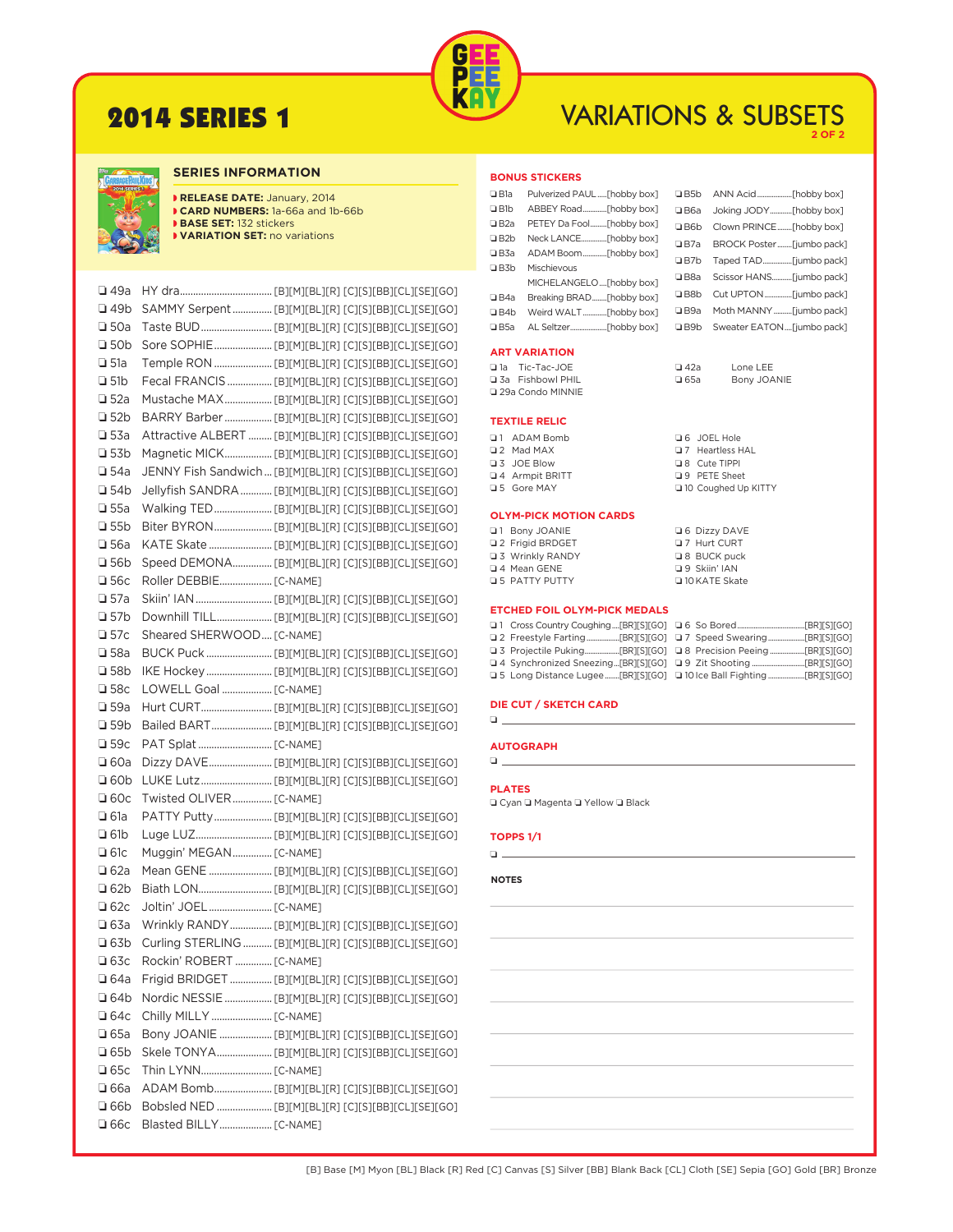# 2014 SERIES 1

# VARIATIONS & SUBSETS

## SERIES INFORMATION

- **RELEASE DATE:** January, 2014
- **CARD NUMBERS:** 1a-66a and 1b-66b
- **BASE SET:** 132 stickers
- **VARIATION SET:** no variations

- ❑ 49a HY dra .......... [B][M][BL][R] [C][S][BB][CL][SE][GO]
- ❑ 49b SAMMY Serpent .......... [B][M][BL][R] [C][S][BB][CL][SE][GO]
- ❑ 50a Taste BUD .......... [B][M][BL][R] [C][S][BB][CL][SE][GO]
- ❑ 50b Sore SOPHIE .......... [B][M][BL][R] [C][S][BB][CL][SE][GO]
- ❑ 51a Temple RON .......... [B][M][BL][R] [C][S][BB][CL][SE][GO]
- ❑ 51b Fecal FRANCIS .......... [B][M][BL][R] [C][S][BB][CL][SE][GO]
- ❑ 52a Mustache MAX .......... [B][M][BL][R] [C][S][BB][CL][SE][GO]
- ❑ 52b BARRY Barber .......... [B][M][BL][R] [C][S][BB][CL][SE][GO]
- ❑ 53a Attractive ALBERT .......... [B][M][BL][R] [C][S][BB][CL][SE][GO]
- ❑ 53b Magnetic MICK .......... [B][M][BL][R] [C][S][BB][CL][SE][GO]
- ❑ 54a JENNY Fish Sandwich .......... [B][M][BL][R] [C][S][BB][CL][SE][GO]
- ❑ 54b Jellyfish SANDRA .......... [B][M][BL][R] [C][S][BB][CL][SE][GO]
- ❑ 55a Walking TED .......... [B][M][BL][R] [C][S][BB][CL][SE][GO]
- ❑ 55b Biter BYRON .......... [B][M][BL][R] [C][S][BB][CL][SE][GO]
- ❑ 56a KATE Skate .......... [B][M][BL][R] [C][S][BB][CL][SE][GO]
- ❑ 56b Speed DEMONA .......... [B][M][BL][R] [C][S][BB][CL][SE][GO]
- ❑ 56c Roller DEBBIE .......... [C-NAME]
- ❑ 57a Skiin' IAN .......... [B][M][BL][R] [C][S][BB][CL][SE][GO]
- ❑ 57b Downhill TILL .......... [B][M][BL][R] [C][S][BB][CL][SE][GO]
- ❑ 57c Sheared SHERWOOD .......... [C-NAME]
- ❑ 58a BUCK Puck .......... [B][M][BL][R] [C][S][BB][CL][SE][GO]
- ❑ 58b IKE Hockey .......... [B][M][BL][R] [C][S][BB][CL][SE][GO]
- ❑ 58c LOWELL Goal .......... [C-NAME]
- ❑ 59a Hurt CURT .......... [B][M][BL][R] [C][S][BB][CL][SE][GO]
- ❑ 59b Bailed BART .......... [B][M][BL][R] [C][S][BB][CL][SE][GO]
- ❑ 59c PAT Splat .......... [C-NAME]
- ❑ 60a Dizzy DAVE .......... [B][M][BL][R] [C][S][BB][CL][SE][GO]
- ❑ 60b LUKE Lutz .......... [B][M][BL][R] [C][S][BB][CL][SE][GO]
- ❑ 60c Twisted OLIVER .......... [C-NAME]
- ❑ 61a PATTY Putty .......... [B][M][BL][R] [C][S][BB][CL][SE][GO]
- ❑ 61b Luge LUZ .......... [B][M][BL][R] [C][S][BB][CL][SE][GO]
- ❑ 61c Muggin' MEGAN .......... [C-NAME]
- ❑ 62a Mean GENE .......... [B][M][BL][R] [C][S][BB][CL][SE][GO]
- ❑ 62b Biath LON .......... [B][M][BL][R] [C][S][BB][CL][SE][GO]
- ❑ 62c Joltin' JOEL .......... [C-NAME]
- ❑ 63a Wrinkly RANDY .......... [B][M][BL][R] [C][S][BB][CL][SE][GO]
- ❑ 63b Curling STERLING .......... [B][M][BL][R] [C][S][BB][CL][SE][GO]
- ❑ 63c Rockin' ROBERT .......... [C-NAME]
- ❑ 64a Frigid BRIDGET .......... [B][M][BL][R] [C][S][BB][CL][SE][GO]
- ❑ 64b Nordic NESSIE .......... [B][M][BL][R] [C][S][BB][CL][SE][GO]
- ❑ 64c Chilly MILLY .......... [C-NAME]
- ❑ 65a Bony JOANIE .......... [B][M][BL][R] [C][S][BB][CL][SE][GO]
- ❑ 65b Skele TONYA .......... [B][M][BL][R] [C][S][BB][CL][SE][GO]
- ❑ 65c Thin LYNN .......... [C-NAME]
- ❑ 66a ADAM Bomb .......... [B][M][BL][R] [C][S][BB][CL][SE][GO]
- ❑ 66b Bobsled NED .......... [B][M][BL][R] [C][S][BB][CL][SE][GO]
- ❑ 66c Blasted BILLY .......... [C-NAME]

## BONUS STICKERS

- ❑ B1a Pulverized PAUL .......... [hobby box]
- ❑ B1b ABBEY Road .......... [hobby box]
- ❑ B2a PETEY Da Fool .......... [hobby box]
- ❑ B2b Neck LANCE .......... [hobby box]
- ❑ B3a ADAM Boom .......... [hobby box]
- ❑ B3b Mischievous MICHELANGELO .......... [hobby box]
- ❑ B4a Breaking BRAD .......... [hobby box]
- ❑ B4b Weird WALT .......... [hobby box]
- ❑ B5a AL Seltzer .......... [hobby box]
- ❑ B5b ANN Acid .......... [hobby box]
- ❑ B6a Joking JODY .......... [hobby box]
- ❑ B6b Clown PRINCE .......... [hobby box]
- ❑ B7a BROCK Poster .......... [jumbo pack]
- ❑ B7b Taped TAD .......... [jumbo pack]
- ❑ B8a Scissor HANS .......... [jumbo pack]
- ❑ B8b Cut UPTON .......... [jumbo pack]
- ❑ B9a Moth MANNY .......... [jumbo pack]
- ❑ B9b Sweater EATON .......... [jumbo pack]

## ART VARIATION

- ❑ 1a Tic-Tac-JOE
- ❑ 3a Fishbowl PHIL
- ❑ 29a Condo MINNIE
- ❑ 42a Lone LEE
- ❑ 65a Bony JOANIE

## TEXTILE RELIC

- ❑ 1 ADAM Bomb
- ❑ 2 Mad MAX
- ❑ 3 JOE Blow
- ❑ 4 Armpit BRITT
- ❑ 5 Gore MAY
- ❑ 6 JOEL Hole
- ❑ 7 Heartless HAL
- ❑ 8 Cute TIPPI
- ❑ 9 PETE Sheet
- ❑ 10 Coughed Up KITTY

## OLYM-PICK MOTION CARDS

- ❑ 1 Bony JOANIE
- ❑ 2 Frigid BRDGET
- ❑ 3 Wrinkly RANDY
- ❑ 4 Mean GENE
- ❑ 5 PATTY PUTTY
- ❑ 6 Dizzy DAVE
- ❑ 7 Hurt CURT
- ❑ 8 BUCK puck
- ❑ 9 Skiin' IAN
- ❑ 10 KATE Skate

## ETCHED FOIL OLYM-PICK MEDALS

- ❑ 1 Cross Country Coughing .......... [BR][S][GO]
- ❑ 2 Freestyle Farting .......... [BR][S][GO]
- ❑ 3 Projectile Puking .......... [BR][S][GO]
- ❑ 4 Synchronized Sneezing .......... [BR][S][GO]
- ❑ 5 Long Distance Lugee .......... [BR][S][GO]
- ❑ 6 So Bored .......... [BR][S][GO]
- ❑ 7 Speed Swearing .......... [BR][S][GO]
- ❑ 8 Precision Peeing .......... [BR][S][GO]
- ❑ 9 Zit Shooting .......... [BR][S][GO]
- ❑ 10 Ice Ball Fighting .......... [BR][S][GO]

## DIE CUT / SKETCH CARD

- ❑ ______________________

## AUTOGRAPH

- ❑ ______________________

## PLATES

❑ Cyan ❑ Magenta ❑ Yellow ❑ Black

## TOPPS 1/1

- ❑ ______________________

**NOTES**

[B] Base [M] Myon [BL] Black [R] Red [C] Canvas [S] Silver [BB] Blank Back [CL] Cloth [SE] Sepia [GO] Gold [BR] Bronze